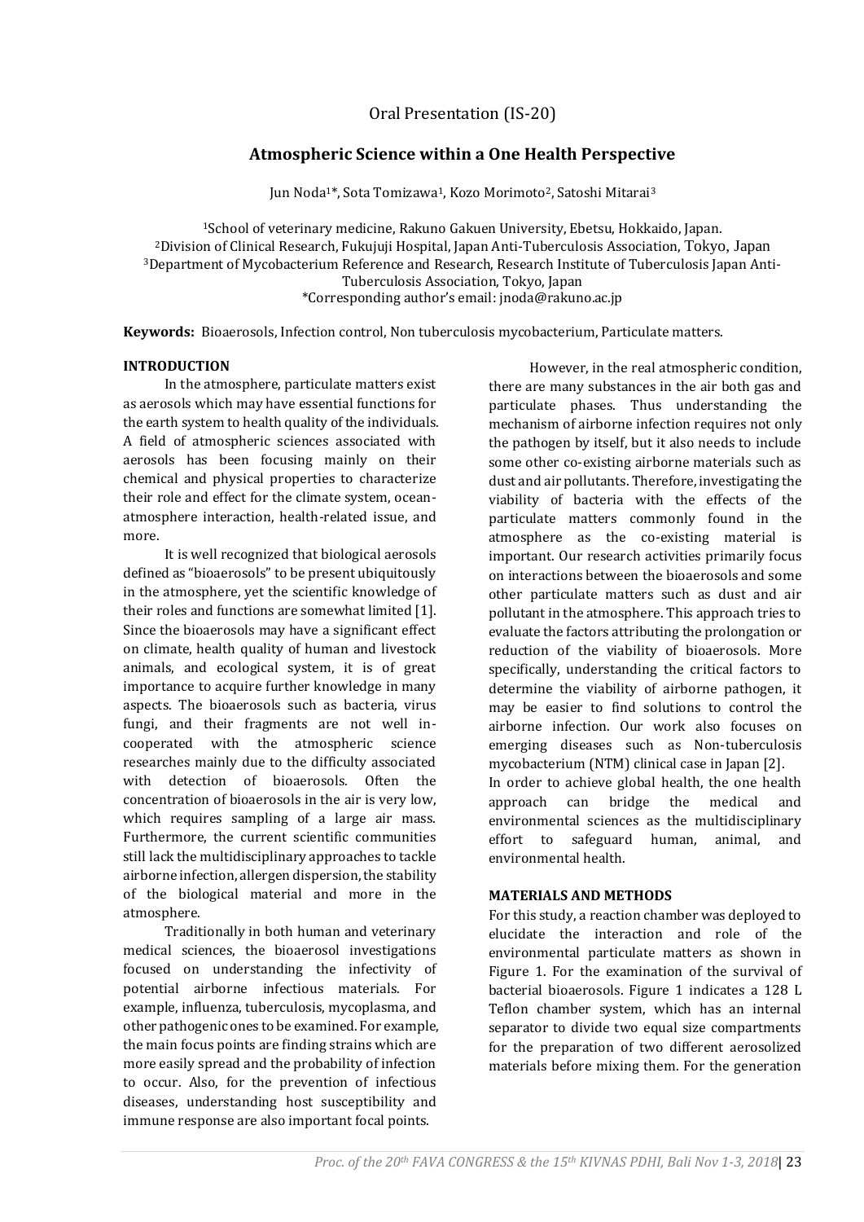Oral Presentation (IS-20)

# Atmospheric Science within a One Health Perspective

Jun Noda[1]*, Sota Tomizawa[1], Kozo Morimoto[2], Satoshi Mitarai[3]

[1]School of veterinary medicine, Rakuno Gakuen University, Ebetsu, Hokkaido, Japan.
[2]Division of Clinical Research, Fukujuji Hospital, Japan Anti-Tuberculosis Association, Tokyo, Japan
[3]Department of Mycobacterium Reference and Research, Research Institute of Tuberculosis Japan Anti-Tuberculosis Association, Tokyo, Japan
*Corresponding author's email: jnoda@rakuno.ac.jp

**Keywords:** Bioaerosols, Infection control, Non tuberculosis mycobacterium, Particulate matters.

## INTRODUCTION

In the atmosphere, particulate matters exist as aerosols which may have essential functions for the earth system to health quality of the individuals. A field of atmospheric sciences associated with aerosols has been focusing mainly on their chemical and physical properties to characterize their role and effect for the climate system, ocean-atmosphere interaction, health-related issue, and more.

It is well recognized that biological aerosols defined as "bioaerosols" to be present ubiquitously in the atmosphere, yet the scientific knowledge of their roles and functions are somewhat limited [1]. Since the bioaerosols may have a significant effect on climate, health quality of human and livestock animals, and ecological system, it is of great importance to acquire further knowledge in many aspects. The bioaerosols such as bacteria, virus fungi, and their fragments are not well in-cooperated with the atmospheric science researches mainly due to the difficulty associated with detection of bioaerosols. Often the concentration of bioaerosols in the air is very low, which requires sampling of a large air mass. Furthermore, the current scientific communities still lack the multidisciplinary approaches to tackle airborne infection, allergen dispersion, the stability of the biological material and more in the atmosphere.

Traditionally in both human and veterinary medical sciences, the bioaerosol investigations focused on understanding the infectivity of potential airborne infectious materials. For example, influenza, tuberculosis, mycoplasma, and other pathogenic ones to be examined. For example, the main focus points are finding strains which are more easily spread and the probability of infection to occur. Also, for the prevention of infectious diseases, understanding host susceptibility and immune response are also important focal points.

However, in the real atmospheric condition, there are many substances in the air both gas and particulate phases. Thus understanding the mechanism of airborne infection requires not only the pathogen by itself, but it also needs to include some other co-existing airborne materials such as dust and air pollutants. Therefore, investigating the viability of bacteria with the effects of the particulate matters commonly found in the atmosphere as the co-existing material is important. Our research activities primarily focus on interactions between the bioaerosols and some other particulate matters such as dust and air pollutant in the atmosphere. This approach tries to evaluate the factors attributing the prolongation or reduction of the viability of bioaerosols. More specifically, understanding the critical factors to determine the viability of airborne pathogen, it may be easier to find solutions to control the airborne infection. Our work also focuses on emerging diseases such as Non-tuberculosis mycobacterium (NTM) clinical case in Japan [2].
In order to achieve global health, the one health approach can bridge the medical and environmental sciences as the multidisciplinary effort to safeguard human, animal, and environmental health.

## MATERIALS AND METHODS

For this study, a reaction chamber was deployed to elucidate the interaction and role of the environmental particulate matters as shown in Figure 1. For the examination of the survival of bacterial bioaerosols. Figure 1 indicates a 128 L Teflon chamber system, which has an internal separator to divide two equal size compartments for the preparation of two different aerosolized materials before mixing them. For the generation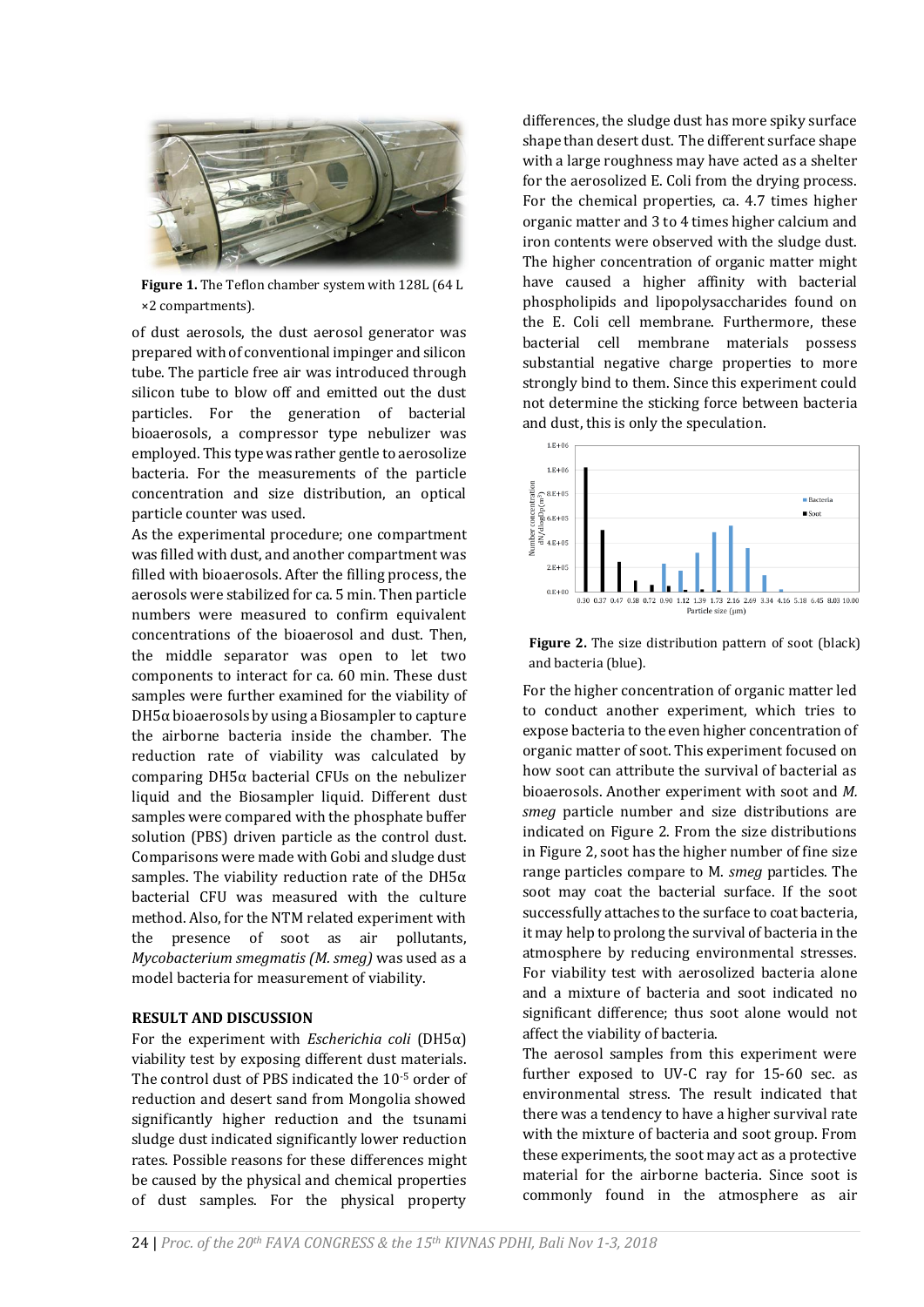Figure 1. The Teflon chamber system with 128L (64 L ×2 compartments).

of dust aerosols, the dust aerosol generator was prepared with of conventional impinger and silicon tube. The particle free air was introduced through silicon tube to blow off and emitted out the dust particles. For the generation of bacterial bioaerosols, a compressor type nebulizer was employed. This type was rather gentle to aerosolize bacteria. For the measurements of the particle concentration and size distribution, an optical particle counter was used.

As the experimental procedure; one compartment was filled with dust, and another compartment was filled with bioaerosols. After the filling process, the aerosols were stabilized for ca. 5 min. Then particle numbers were measured to confirm equivalent concentrations of the bioaerosol and dust. Then, the middle separator was open to let two components to interact for ca. 60 min. These dust samples were further examined for the viability of DH5α bioaerosols by using a Biosampler to capture the airborne bacteria inside the chamber. The reduction rate of viability was calculated by comparing DH5α bacterial CFUs on the nebulizer liquid and the Biosampler liquid. Different dust samples were compared with the phosphate buffer solution (PBS) driven particle as the control dust. Comparisons were made with Gobi and sludge dust samples. The viability reduction rate of the DH5α bacterial CFU was measured with the culture method. Also, for the NTM related experiment with the presence of soot as air pollutants, *Mycobacterium smegmatis (M. smeg)* was used as a model bacteria for measurement of viability.

## RESULT AND DISCUSSION

For the experiment with *Escherichia coli* (DH5α) viability test by exposing different dust materials. The control dust of PBS indicated the $10^{-5}$ order of reduction and desert sand from Mongolia showed significantly higher reduction and the tsunami sludge dust indicated significantly lower reduction rates. Possible reasons for these differences might be caused by the physical and chemical properties of dust samples. For the physical property differences, the sludge dust has more spiky surface shape than desert dust. The different surface shape with a large roughness may have acted as a shelter for the aerosolized E. Coli from the drying process. For the chemical properties, ca. 4.7 times higher organic matter and 3 to 4 times higher calcium and iron contents were observed with the sludge dust. The higher concentration of organic matter might have caused a higher affinity with bacterial phospholipids and lipopolysaccharides found on the E. Coli cell membrane. Furthermore, these bacterial cell membrane materials possess substantial negative charge properties to more strongly bind to them. Since this experiment could not determine the sticking force between bacteria and dust, this is only the speculation.

Figure 2. The size distribution pattern of soot (black) and bacteria (blue).

For the higher concentration of organic matter led to conduct another experiment, which tries to expose bacteria to the even higher concentration of organic matter of soot. This experiment focused on how soot can attribute the survival of bacterial as bioaerosols. Another experiment with soot and *M. smeg* particle number and size distributions are indicated on Figure 2. From the size distributions in Figure 2, soot has the higher number of fine size range particles compare to M. *smeg* particles. The soot may coat the bacterial surface. If the soot successfully attaches to the surface to coat bacteria, it may help to prolong the survival of bacteria in the atmosphere by reducing environmental stresses. For viability test with aerosolized bacteria alone and a mixture of bacteria and soot indicated no significant difference; thus soot alone would not affect the viability of bacteria.

The aerosol samples from this experiment were further exposed to UV-C ray for 15-60 sec. as environmental stress. The result indicated that there was a tendency to have a higher survival rate with the mixture of bacteria and soot group. From these experiments, the soot may act as a protective material for the airborne bacteria. Since soot is commonly found in the atmosphere as air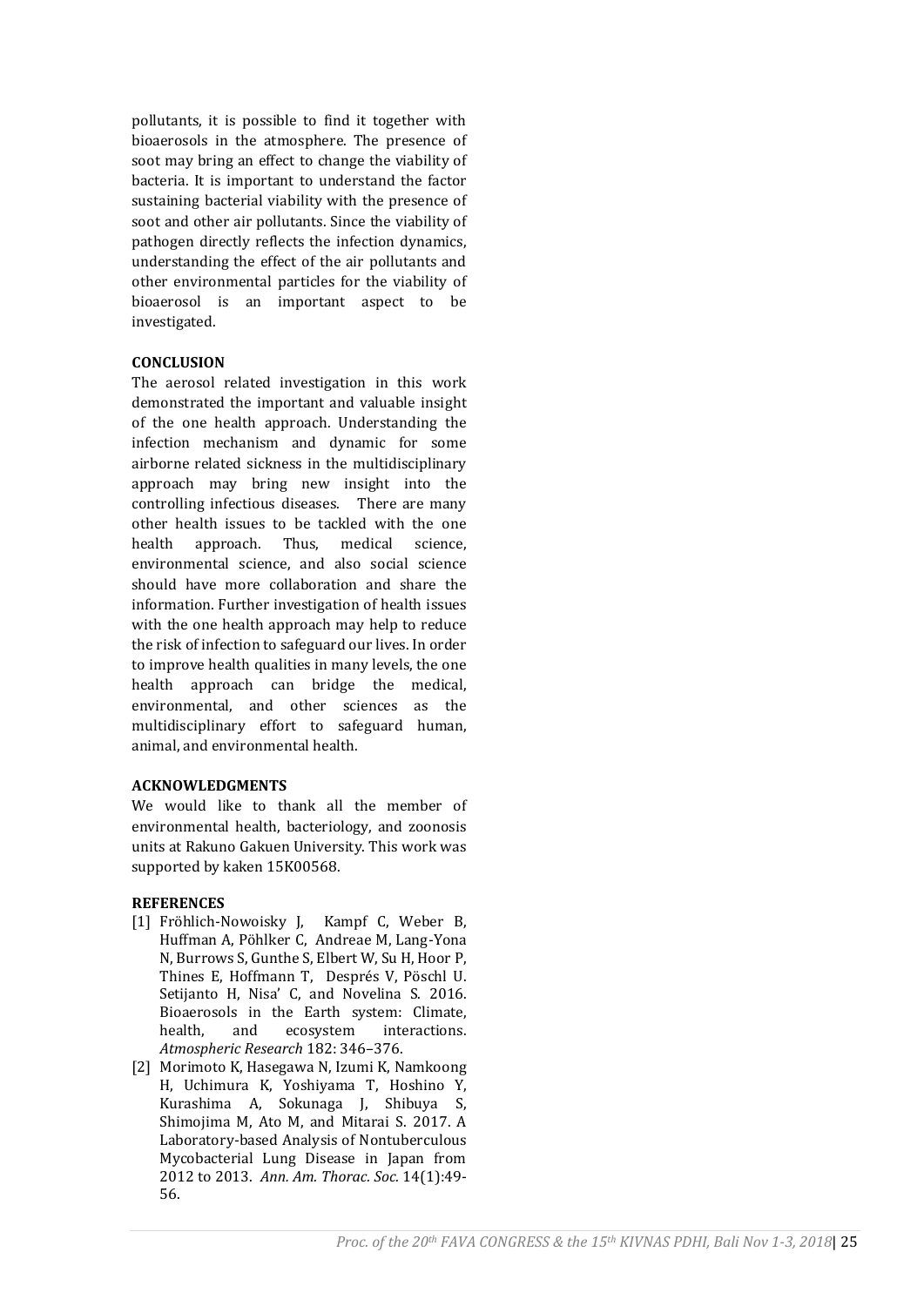pollutants, it is possible to find it together with bioaerosols in the atmosphere. The presence of soot may bring an effect to change the viability of bacteria. It is important to understand the factor sustaining bacterial viability with the presence of soot and other air pollutants. Since the viability of pathogen directly reflects the infection dynamics, understanding the effect of the air pollutants and other environmental particles for the viability of bioaerosol is an important aspect to be investigated.

## CONCLUSION

The aerosol related investigation in this work demonstrated the important and valuable insight of the one health approach. Understanding the infection mechanism and dynamic for some airborne related sickness in the multidisciplinary approach may bring new insight into the controlling infectious diseases. There are many other health issues to be tackled with the one health approach. Thus, medical science, environmental science, and also social science should have more collaboration and share the information. Further investigation of health issues with the one health approach may help to reduce the risk of infection to safeguard our lives. In order to improve health qualities in many levels, the one health approach can bridge the medical, environmental, and other sciences as the multidisciplinary effort to safeguard human, animal, and environmental health.

## ACKNOWLEDGMENTS

We would like to thank all the member of environmental health, bacteriology, and zoonosis units at Rakuno Gakuen University. This work was supported by kaken 15K00568.

## REFERENCES

[1] Fröhlich-Nowoisky J, Kampf C, Weber B, Huffman A, Pöhlker C, Andreae M, Lang-Yona N, Burrows S, Gunthe S, Elbert W, Su H, Hoor P, Thines E, Hoffmann T, Després V, Pöschl U. Setijanto H, Nisa' C, and Novelina S. 2016. Bioaerosols in the Earth system: Climate, health, and ecosystem interactions. *Atmospheric Research* 182: 346–376.

[2] Morimoto K, Hasegawa N, Izumi K, Namkoong H, Uchimura K, Yoshiyama T, Hoshino Y, Kurashima A, Sokunaga J, Shibuya S, Shimojima M, Ato M, and Mitarai S. 2017. A Laboratory-based Analysis of Nontuberculous Mycobacterial Lung Disease in Japan from 2012 to 2013. *Ann. Am. Thorac. Soc.* 14(1):49-56.